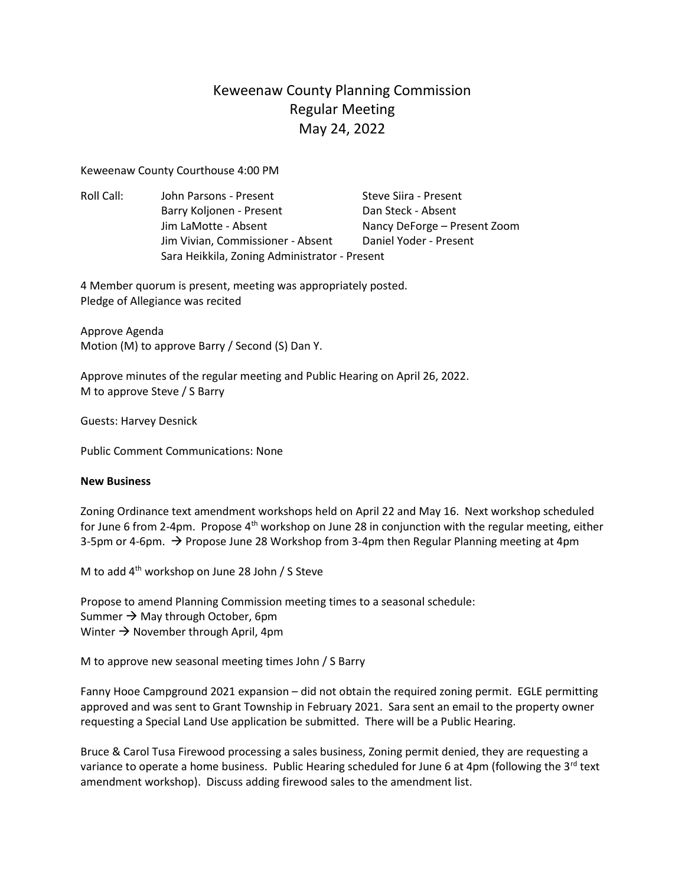# Keweenaw County Planning Commission
# Regular Meeting
# May 24, 2022

Keweenaw County Courthouse 4:00 PM

| Roll Call: | | |
|---|---|---|
| | John Parsons - Present | Steve Siira - Present |
| | Barry Koljonen - Present | Dan Steck - Absent |
| | Jim LaMotte - Absent | Nancy DeForge – Present Zoom |
| | Jim Vivian, Commissioner - Absent | Daniel Yoder - Present |
| | Sara Heikkila, Zoning Administrator - Present | |

4 Member quorum is present, meeting was appropriately posted.
Pledge of Allegiance was recited

Approve Agenda
Motion (M) to approve Barry / Second (S) Dan Y.

Approve minutes of the regular meeting and Public Hearing on April 26, 2022.
M to approve Steve / S Barry

Guests: Harvey Desnick

Public Comment Communications: None

**New Business**

Zoning Ordinance text amendment workshops held on April 22 and May 16. Next workshop scheduled for June 6 from 2-4pm. Propose 4th workshop on June 28 in conjunction with the regular meeting, either 3-5pm or 4-6pm. → Propose June 28 Workshop from 3-4pm then Regular Planning meeting at 4pm

M to add 4th workshop on June 28 John / S Steve

Propose to amend Planning Commission meeting times to a seasonal schedule:
Summer → May through October, 6pm
Winter → November through April, 4pm

M to approve new seasonal meeting times John / S Barry

Fanny Hooe Campground 2021 expansion – did not obtain the required zoning permit. EGLE permitting approved and was sent to Grant Township in February 2021. Sara sent an email to the property owner requesting a Special Land Use application be submitted. There will be a Public Hearing.

Bruce & Carol Tusa Firewood processing a sales business, Zoning permit denied, they are requesting a variance to operate a home business. Public Hearing scheduled for June 6 at 4pm (following the 3rd text amendment workshop). Discuss adding firewood sales to the amendment list.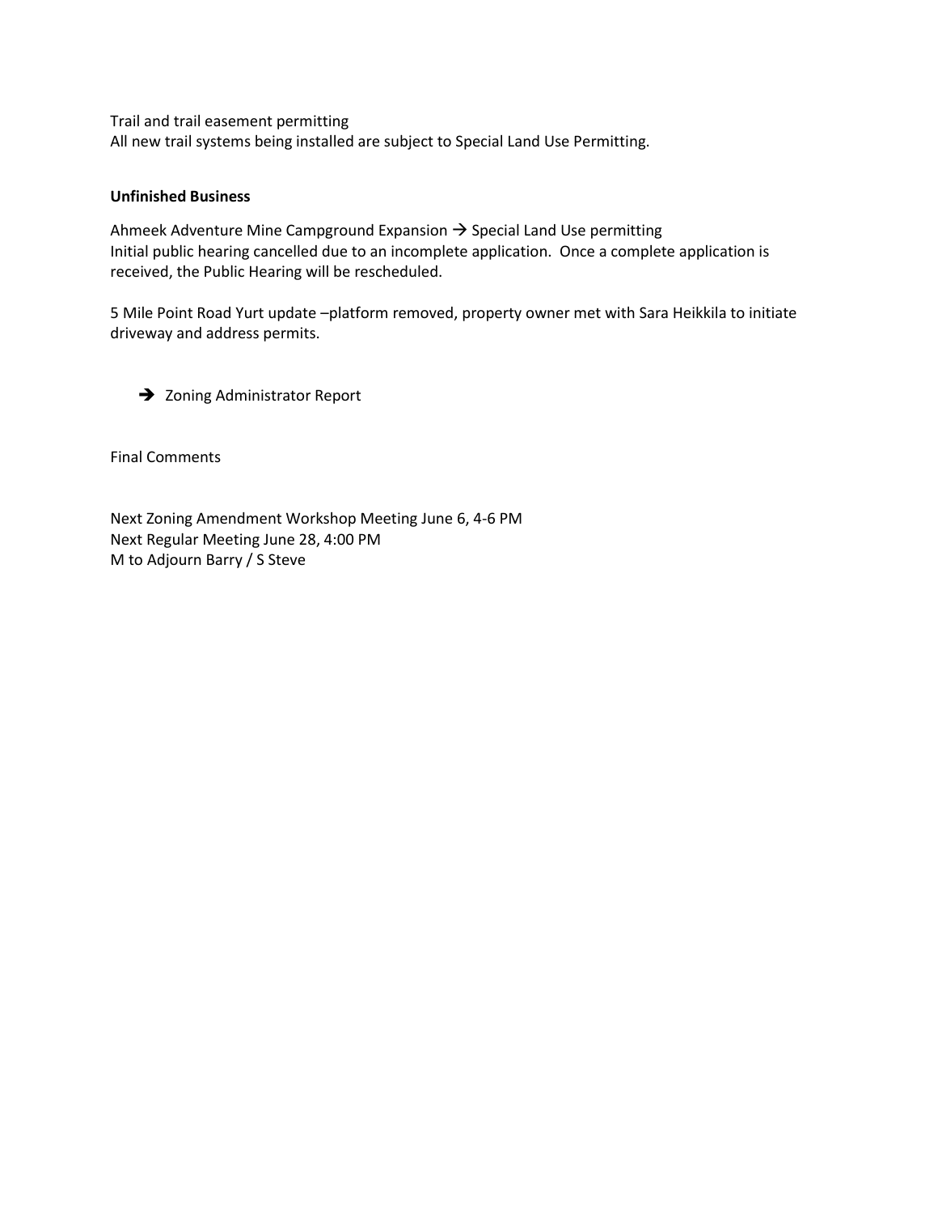Trail and trail easement permitting
All new trail systems being installed are subject to Special Land Use Permitting.

**Unfinished Business**

Ahmeek Adventure Mine Campground Expansion → Special Land Use permitting
Initial public hearing cancelled due to an incomplete application. Once a complete application is received, the Public Hearing will be rescheduled.

5 Mile Point Road Yurt update –platform removed, property owner met with Sara Heikkila to initiate driveway and address permits.

- → Zoning Administrator Report

Final Comments

Next Zoning Amendment Workshop Meeting June 6, 4-6 PM
Next Regular Meeting June 28, 4:00 PM
M to Adjourn Barry / S Steve